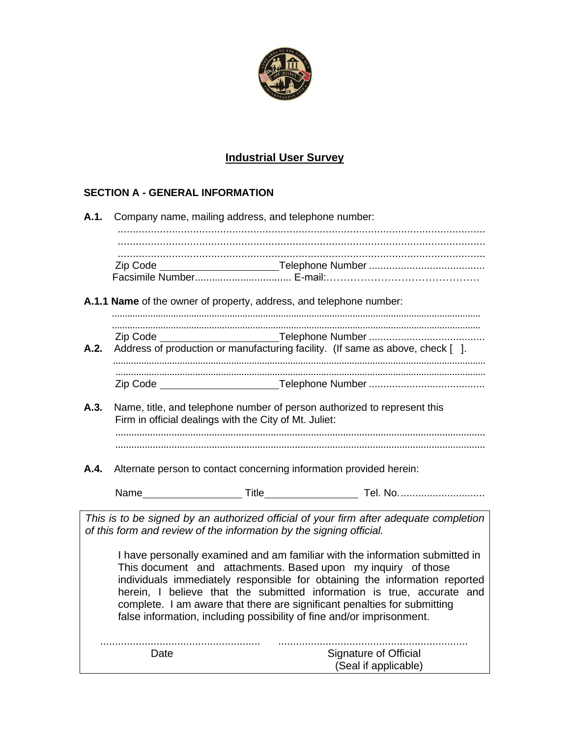# Industrial User Survey

## SECTION A - GENERAL INFORMATION

**A.1.** Company name, mailing address, and telephone number:

.............................................................................................................................
.............................................................................................................................
.............................................................................................................................

Zip Code ______________________ Telephone Number ........................................

Facsimile Number.................................. E-mail:………………………………………

**A.1.1 Name** of the owner of property, address, and telephone number:

.............................................................................................................................
.............................................................................................................................

Zip Code ______________________ Telephone Number ........................................

**A.2.** Address of production or manufacturing facility. (If same as above, check [ ].

.............................................................................................................................
.............................................................................................................................

Zip Code ______________________ Telephone Number ........................................

**A.3.** Name, title, and telephone number of person authorized to represent this Firm in official dealings with the City of Mt. Juliet:

.............................................................................................................................
.............................................................................................................................

**A.4.** Alternate person to contact concerning information provided herein:

Name __________________ Title _________________ Tel. No. .............................

*This is to be signed by an authorized official of your firm after adequate completion of this form and review of the information by the signing official.*

I have personally examined and am familiar with the information submitted in This document and attachments. Based upon my inquiry of those individuals immediately responsible for obtaining the information reported herein, I believe that the submitted information is true, accurate and complete. I am aware that there are significant penalties for submitting false information, including possibility of fine and/or imprisonment.

...................................................... ................................................................

Date Signature of Official
(Seal if applicable)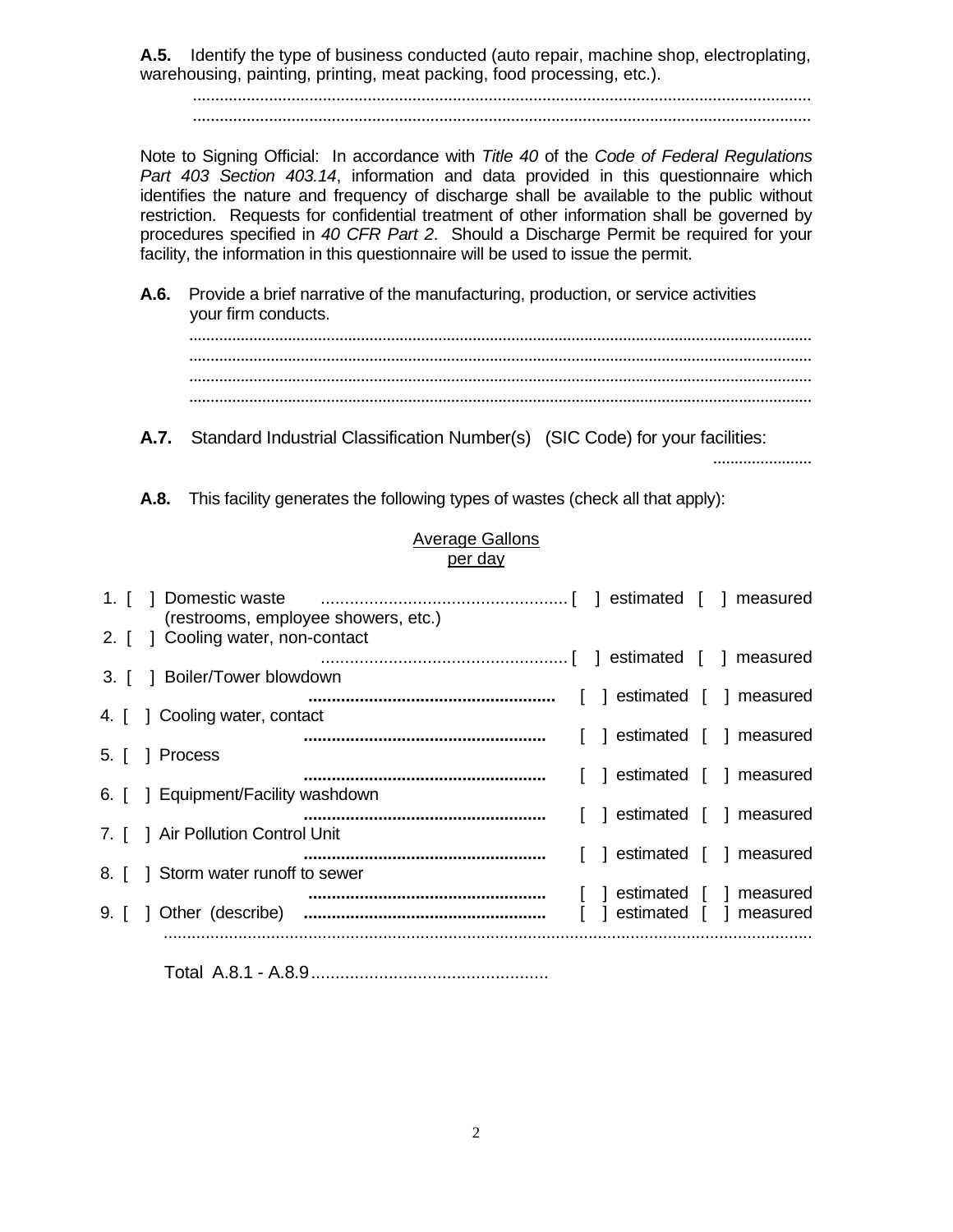**A.5.** Identify the type of business conducted (auto repair, machine shop, electroplating, warehousing, painting, printing, meat packing, food processing, etc.).

..........................................................................................................................................

..........................................................................................................................................

Note to Signing Official: In accordance with *Title 40* of the *Code of Federal Regulations Part 403 Section 403.14*, information and data provided in this questionnaire which identifies the nature and frequency of discharge shall be available to the public without restriction. Requests for confidential treatment of other information shall be governed by procedures specified in *40 CFR Part 2*. Should a Discharge Permit be required for your facility, the information in this questionnaire will be used to issue the permit.

**A.6.** Provide a brief narrative of the manufacturing, production, or service activities your firm conducts.

..........................................................................................................................................

..........................................................................................................................................

..........................................................................................................................................

..........................................................................................................................................

**A.7.** Standard Industrial Classification Number(s) (SIC Code) for your facilities:

......................

**A.8.** This facility generates the following types of wastes (check all that apply):

Average Gallons per day

1. [ ] Domestic waste .................................................. [ ] estimated [ ] measured
   (restrooms, employee showers, etc.)
2. [ ] Cooling water, non-contact .................................................. [ ] estimated [ ] measured
3. [ ] Boiler/Tower blowdown .................................................. [ ] estimated [ ] measured
4. [ ] Cooling water, contact .................................................. [ ] estimated [ ] measured
5. [ ] Process .................................................. [ ] estimated [ ] measured
6. [ ] Equipment/Facility washdown .................................................. [ ] estimated [ ] measured
7. [ ] Air Pollution Control Unit .................................................. [ ] estimated [ ] measured
8. [ ] Storm water runoff to sewer .................................................. [ ] estimated [ ] measured
9. [ ] Other (describe) .................................................. [ ] estimated [ ] measured
   ..........................................................................................................................................

Total A.8.1 - A.8.9 .................................................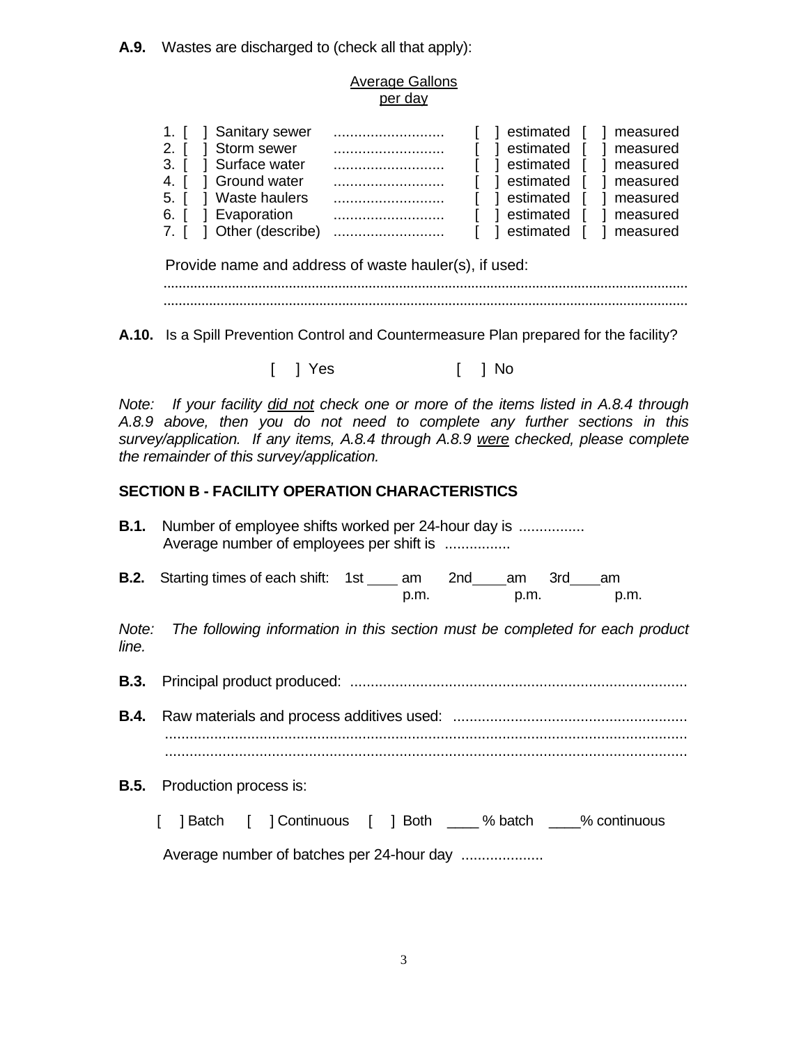**A.9.** Wastes are discharged to (check all that apply):

| | Average Gallons per day | | |
|---|---|---|---|
| 1. [ ] Sanitary sewer | .......................... | [ ] estimated | [ ] measured |
| 2. [ ] Storm sewer | .......................... | [ ] estimated | [ ] measured |
| 3. [ ] Surface water | .......................... | [ ] estimated | [ ] measured |
| 4. [ ] Ground water | .......................... | [ ] estimated | [ ] measured |
| 5. [ ] Waste haulers | .......................... | [ ] estimated | [ ] measured |
| 6. [ ] Evaporation | .......................... | [ ] estimated | [ ] measured |
| 7. [ ] Other (describe) | .......................... | [ ] estimated | [ ] measured |

Provide name and address of waste hauler(s), if used:
..........................................................................................................................................
..........................................................................................................................................

**A.10.** Is a Spill Prevention Control and Countermeasure Plan prepared for the facility?

[ ] Yes [ ] No

*Note: If your facility did not check one or more of the items listed in A.8.4 through A.8.9 above, then you do not need to complete any further sections in this survey/application. If any items, A.8.4 through A.8.9 were checked, please complete the remainder of this survey/application.*

## SECTION B - FACILITY OPERATION CHARACTERISTICS

**B.1.** Number of employee shifts worked per 24-hour day is ................
Average number of employees per shift is ................

**B.2.** Starting times of each shift: 1st ____ am / p.m. 2nd ____ am / p.m. 3rd ____ am / p.m.

*Note: The following information in this section must be completed for each product line.*

**B.3.** Principal product produced: ..................................................................................

**B.4.** Raw materials and process additives used: ........................................................
..........................................................................................................................................
..........................................................................................................................................

**B.5.** Production process is:

[ ] Batch [ ] Continuous [ ] Both ____ % batch ____% continuous

Average number of batches per 24-hour day ....................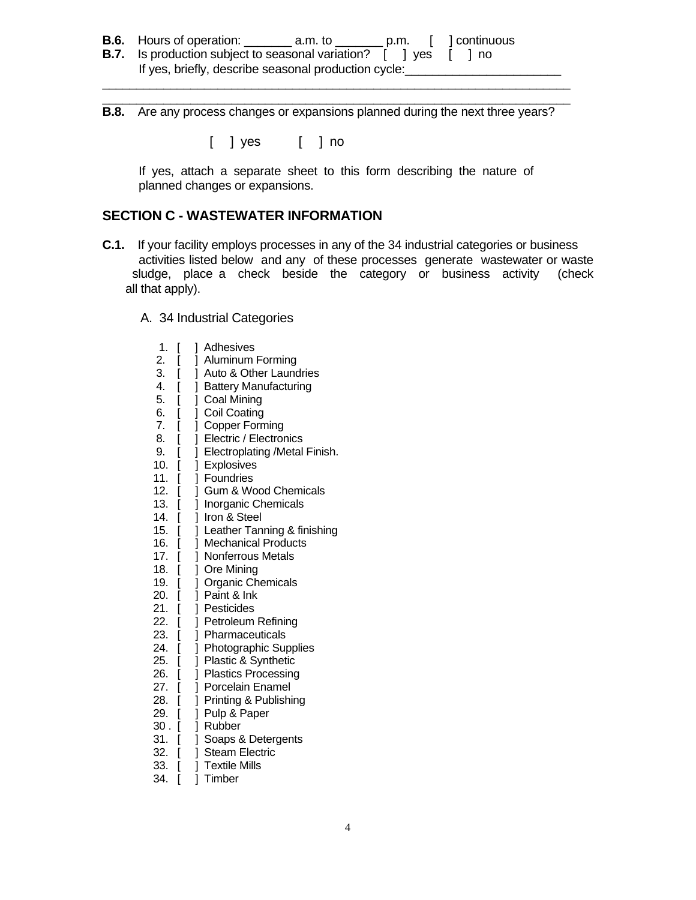**B.6.** Hours of operation: _______ a.m. to _______ p.m. [ ] continuous

**B.7.** Is production subject to seasonal variation? [ ] yes [ ] no

If yes, briefly, describe seasonal production cycle:_______________________

______________________________________________________________________

______________________________________________________________________

**B.8.** Are any process changes or expansions planned during the next three years?

[ ] yes [ ] no

If yes, attach a separate sheet to this form describing the nature of planned changes or expansions.

## SECTION C - WASTEWATER INFORMATION

**C.1.** If your facility employs processes in any of the 34 industrial categories or business activities listed below and any of these processes generate wastewater or waste sludge, place a check beside the category or business activity (check all that apply).

A. 34 Industrial Categories

1. [ ] Adhesives
2. [ ] Aluminum Forming
3. [ ] Auto & Other Laundries
4. [ ] Battery Manufacturing
5. [ ] Coal Mining
6. [ ] Coil Coating
7. [ ] Copper Forming
8. [ ] Electric / Electronics
9. [ ] Electroplating /Metal Finish.
10. [ ] Explosives
11. [ ] Foundries
12. [ ] Gum & Wood Chemicals
13. [ ] Inorganic Chemicals
14. [ ] Iron & Steel
15. [ ] Leather Tanning & finishing
16. [ ] Mechanical Products
17. [ ] Nonferrous Metals
18. [ ] Ore Mining
19. [ ] Organic Chemicals
20. [ ] Paint & Ink
21. [ ] Pesticides
22. [ ] Petroleum Refining
23. [ ] Pharmaceuticals
24. [ ] Photographic Supplies
25. [ ] Plastic & Synthetic
26. [ ] Plastics Processing
27. [ ] Porcelain Enamel
28. [ ] Printing & Publishing
29. [ ] Pulp & Paper
30. [ ] Rubber
31. [ ] Soaps & Detergents
32. [ ] Steam Electric
33. [ ] Textile Mills
34. [ ] Timber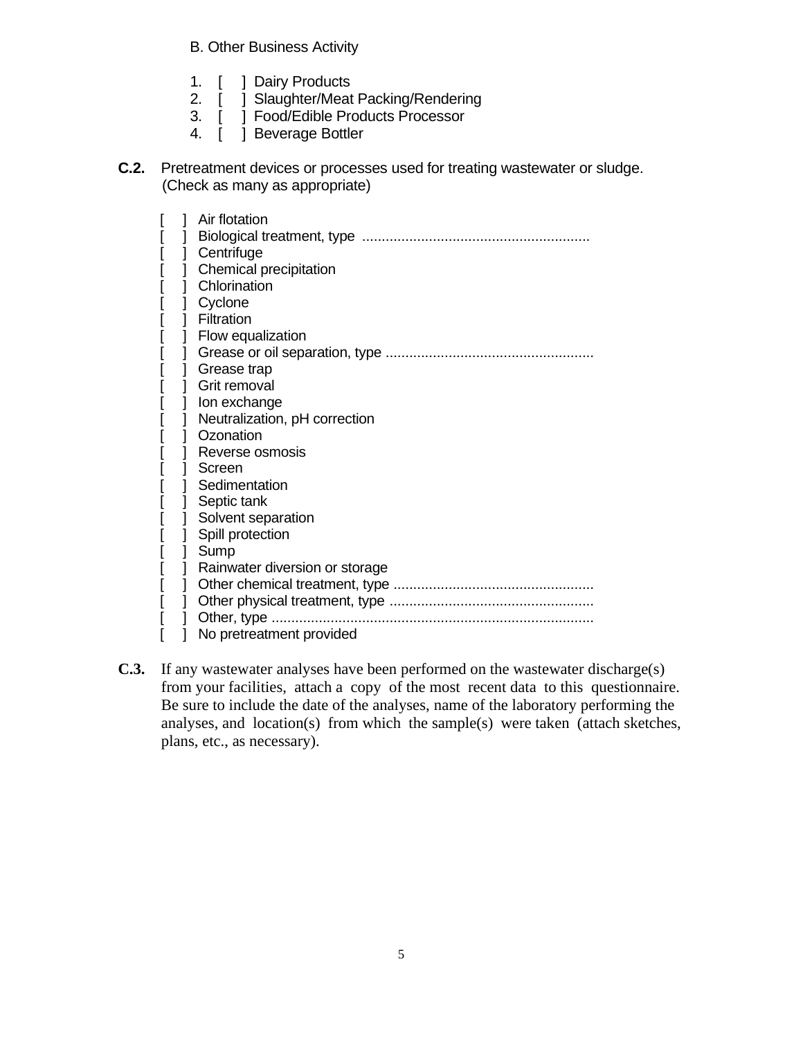B. Other Business Activity

1. [ ] Dairy Products
2. [ ] Slaughter/Meat Packing/Rendering
3. [ ] Food/Edible Products Processor
4. [ ] Beverage Bottler

**C.2.** Pretreatment devices or processes used for treating wastewater or sludge. (Check as many as appropriate)

[ ] Air flotation
[ ] Biological treatment, type ..........................................................
[ ] Centrifuge
[ ] Chemical precipitation
[ ] Chlorination
[ ] Cyclone
[ ] Filtration
[ ] Flow equalization
[ ] Grease or oil separation, type .....................................................
[ ] Grease trap
[ ] Grit removal
[ ] Ion exchange
[ ] Neutralization, pH correction
[ ] Ozonation
[ ] Reverse osmosis
[ ] Screen
[ ] Sedimentation
[ ] Septic tank
[ ] Solvent separation
[ ] Spill protection
[ ] Sump
[ ] Rainwater diversion or storage
[ ] Other chemical treatment, type ...................................................
[ ] Other physical treatment, type ....................................................
[ ] Other, type .................................................................................
[ ] No pretreatment provided

**C.3.** If any wastewater analyses have been performed on the wastewater discharge(s) from your facilities, attach a copy of the most recent data to this questionnaire. Be sure to include the date of the analyses, name of the laboratory performing the analyses, and location(s) from which the sample(s) were taken (attach sketches, plans, etc., as necessary).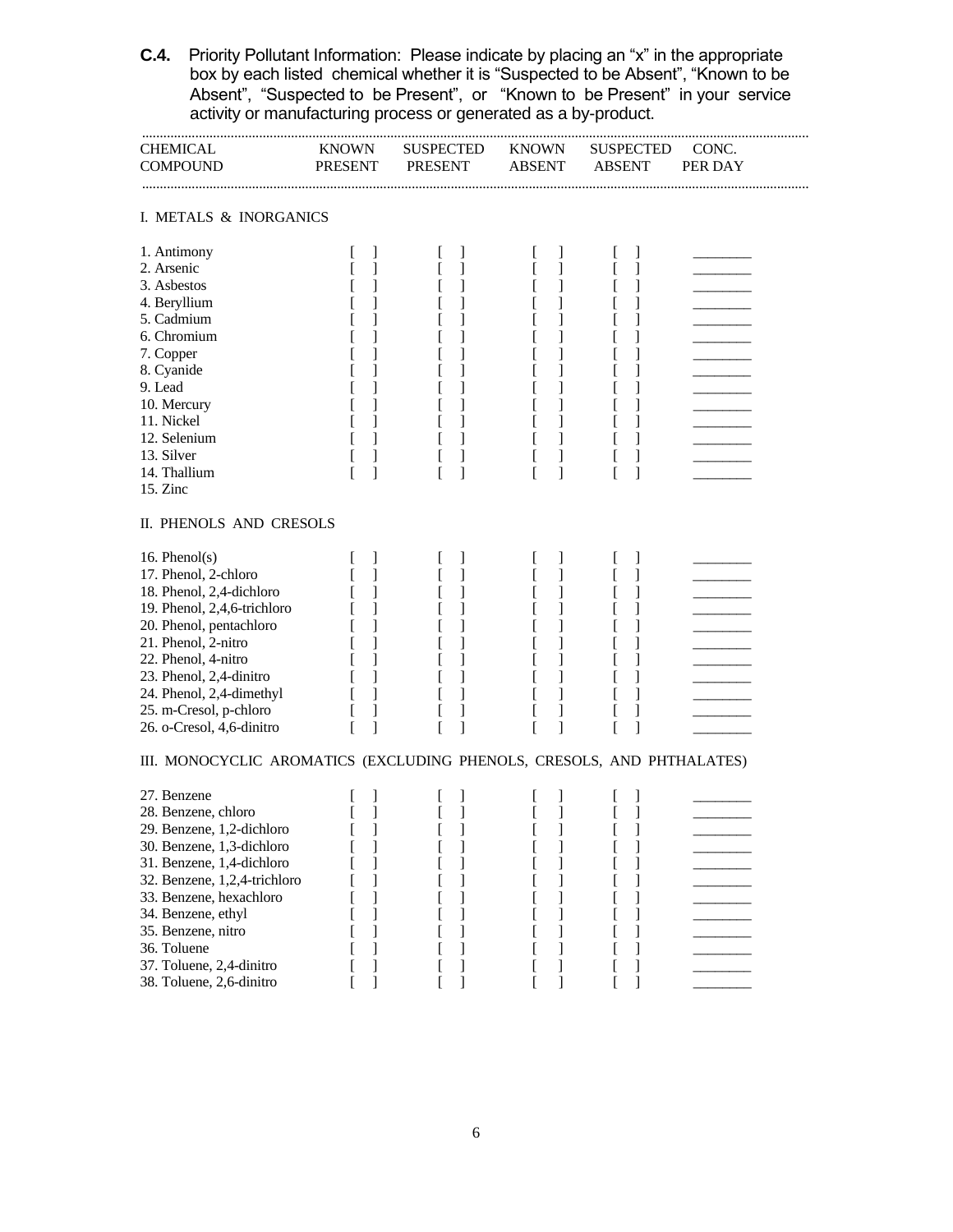**C.4.** Priority Pollutant Information: Please indicate by placing an "x" in the appropriate box by each listed chemical whether it is "Suspected to be Absent", "Known to be Absent", "Suspected to be Present", or "Known to be Present" in your service activity or manufacturing process or generated as a by-product.

| CHEMICAL COMPOUND | KNOWN PRESENT | SUSPECTED PRESENT | KNOWN ABSENT | SUSPECTED ABSENT | CONC. PER DAY |
|---|---|---|---|---|---|
| **I. METALS & INORGANICS** | | | | | |
| 1. Antimony | [ ] | [ ] | [ ] | [ ] | ________ |
| 2. Arsenic | [ ] | [ ] | [ ] | [ ] | ________ |
| 3. Asbestos | [ ] | [ ] | [ ] | [ ] | ________ |
| 4. Beryllium | [ ] | [ ] | [ ] | [ ] | ________ |
| 5. Cadmium | [ ] | [ ] | [ ] | [ ] | ________ |
| 6. Chromium | [ ] | [ ] | [ ] | [ ] | ________ |
| 7. Copper | [ ] | [ ] | [ ] | [ ] | ________ |
| 8. Cyanide | [ ] | [ ] | [ ] | [ ] | ________ |
| 9. Lead | [ ] | [ ] | [ ] | [ ] | ________ |
| 10. Mercury | [ ] | [ ] | [ ] | [ ] | ________ |
| 11. Nickel | [ ] | [ ] | [ ] | [ ] | ________ |
| 12. Selenium | [ ] | [ ] | [ ] | [ ] | ________ |
| 13. Silver | [ ] | [ ] | [ ] | [ ] | ________ |
| 14. Thallium | [ ] | [ ] | [ ] | [ ] | ________ |
| 15. Zinc | | | | | |
| **II. PHENOLS AND CRESOLS** | | | | | |
| 16. Phenol(s) | [ ] | [ ] | [ ] | [ ] | ________ |
| 17. Phenol, 2-chloro | [ ] | [ ] | [ ] | [ ] | ________ |
| 18. Phenol, 2,4-dichloro | [ ] | [ ] | [ ] | [ ] | ________ |
| 19. Phenol, 2,4,6-trichloro | [ ] | [ ] | [ ] | [ ] | ________ |
| 20. Phenol, pentachloro | [ ] | [ ] | [ ] | [ ] | ________ |
| 21. Phenol, 2-nitro | [ ] | [ ] | [ ] | [ ] | ________ |
| 22. Phenol, 4-nitro | [ ] | [ ] | [ ] | [ ] | ________ |
| 23. Phenol, 2,4-dinitro | [ ] | [ ] | [ ] | [ ] | ________ |
| 24. Phenol, 2,4-dimethyl | [ ] | [ ] | [ ] | [ ] | ________ |
| 25. m-Cresol, p-chloro | [ ] | [ ] | [ ] | [ ] | ________ |
| 26. o-Cresol, 4,6-dinitro | [ ] | [ ] | [ ] | [ ] | ________ |
| **III. MONOCYCLIC AROMATICS (EXCLUDING PHENOLS, CRESOLS, AND PHTHALATES)** | | | | | |
| 27. Benzene | [ ] | [ ] | [ ] | [ ] | ________ |
| 28. Benzene, chloro | [ ] | [ ] | [ ] | [ ] | ________ |
| 29. Benzene, 1,2-dichloro | [ ] | [ ] | [ ] | [ ] | ________ |
| 30. Benzene, 1,3-dichloro | [ ] | [ ] | [ ] | [ ] | ________ |
| 31. Benzene, 1,4-dichloro | [ ] | [ ] | [ ] | [ ] | ________ |
| 32. Benzene, 1,2,4-trichloro | [ ] | [ ] | [ ] | [ ] | ________ |
| 33. Benzene, hexachloro | [ ] | [ ] | [ ] | [ ] | ________ |
| 34. Benzene, ethyl | [ ] | [ ] | [ ] | [ ] | ________ |
| 35. Benzene, nitro | [ ] | [ ] | [ ] | [ ] | ________ |
| 36. Toluene | [ ] | [ ] | [ ] | [ ] | ________ |
| 37. Toluene, 2,4-dinitro | [ ] | [ ] | [ ] | [ ] | ________ |
| 38. Toluene, 2,6-dinitro | [ ] | [ ] | [ ] | [ ] | ________ |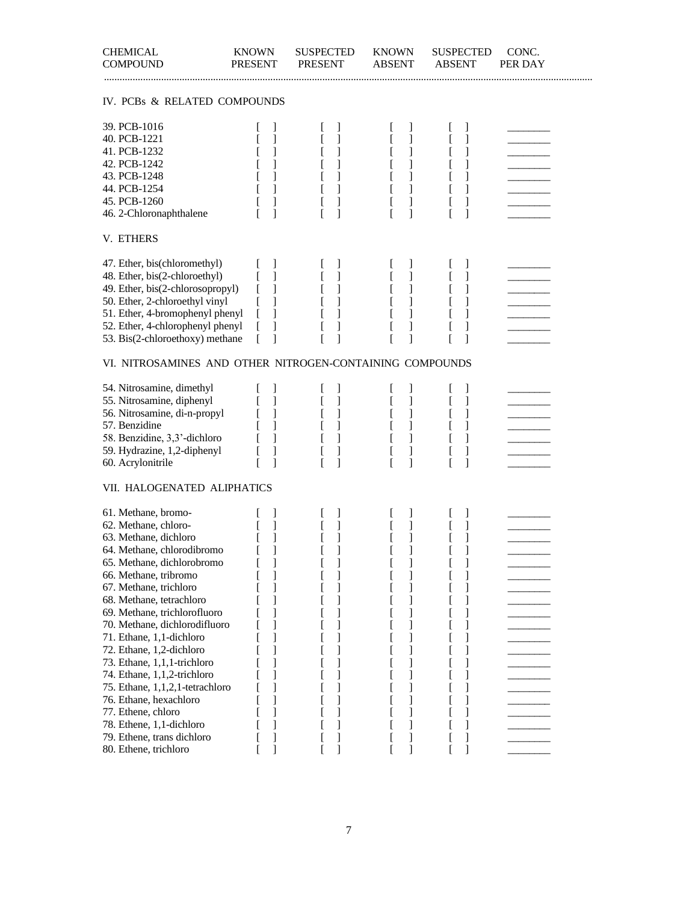| CHEMICAL COMPOUND | KNOWN PRESENT | SUSPECTED PRESENT | KNOWN ABSENT | SUSPECTED ABSENT | CONC. PER DAY |
|---|---|---|---|---|---|
| **IV. PCBs & RELATED COMPOUNDS** | | | | | |
| 39. PCB-1016 | [ ] | [ ] | [ ] | [ ] | ________ |
| 40. PCB-1221 | [ ] | [ ] | [ ] | [ ] | ________ |
| 41. PCB-1232 | [ ] | [ ] | [ ] | [ ] | ________ |
| 42. PCB-1242 | [ ] | [ ] | [ ] | [ ] | ________ |
| 43. PCB-1248 | [ ] | [ ] | [ ] | [ ] | ________ |
| 44. PCB-1254 | [ ] | [ ] | [ ] | [ ] | ________ |
| 45. PCB-1260 | [ ] | [ ] | [ ] | [ ] | ________ |
| 46. 2-Chloronaphthalene | [ ] | [ ] | [ ] | [ ] | ________ |
| **V. ETHERS** | | | | | |
| 47. Ether, bis(chloromethyl) | [ ] | [ ] | [ ] | [ ] | ________ |
| 48. Ether, bis(2-chloroethyl) | [ ] | [ ] | [ ] | [ ] | ________ |
| 49. Ether, bis(2-chlorosopropyl) | [ ] | [ ] | [ ] | [ ] | ________ |
| 50. Ether, 2-chloroethyl vinyl | [ ] | [ ] | [ ] | [ ] | ________ |
| 51. Ether, 4-bromophenyl phenyl | [ ] | [ ] | [ ] | [ ] | ________ |
| 52. Ether, 4-chlorophenyl phenyl | [ ] | [ ] | [ ] | [ ] | ________ |
| 53. Bis(2-chloroethoxy) methane | [ ] | [ ] | [ ] | [ ] | ________ |
| **VI. NITROSAMINES AND OTHER NITROGEN-CONTAINING COMPOUNDS** | | | | | |
| 54. Nitrosamine, dimethyl | [ ] | [ ] | [ ] | [ ] | ________ |
| 55. Nitrosamine, diphenyl | [ ] | [ ] | [ ] | [ ] | ________ |
| 56. Nitrosamine, di-n-propyl | [ ] | [ ] | [ ] | [ ] | ________ |
| 57. Benzidine | [ ] | [ ] | [ ] | [ ] | ________ |
| 58. Benzidine, 3,3'-dichloro | [ ] | [ ] | [ ] | [ ] | ________ |
| 59. Hydrazine, 1,2-diphenyl | [ ] | [ ] | [ ] | [ ] | ________ |
| 60. Acrylonitrile | [ ] | [ ] | [ ] | [ ] | ________ |
| **VII. HALOGENATED ALIPHATICS** | | | | | |
| 61. Methane, bromo- | [ ] | [ ] | [ ] | [ ] | ________ |
| 62. Methane, chloro- | [ ] | [ ] | [ ] | [ ] | ________ |
| 63. Methane, dichloro | [ ] | [ ] | [ ] | [ ] | ________ |
| 64. Methane, chlorodibromo | [ ] | [ ] | [ ] | [ ] | ________ |
| 65. Methane, dichlorobromo | [ ] | [ ] | [ ] | [ ] | ________ |
| 66. Methane, tribromo | [ ] | [ ] | [ ] | [ ] | ________ |
| 67. Methane, trichloro | [ ] | [ ] | [ ] | [ ] | ________ |
| 68. Methane, tetrachloro | [ ] | [ ] | [ ] | [ ] | ________ |
| 69. Methane, trichlorofluoro | [ ] | [ ] | [ ] | [ ] | ________ |
| 70. Methane, dichlorodifluoro | [ ] | [ ] | [ ] | [ ] | ________ |
| 71. Ethane, 1,1-dichloro | [ ] | [ ] | [ ] | [ ] | ________ |
| 72. Ethane, 1,2-dichloro | [ ] | [ ] | [ ] | [ ] | ________ |
| 73. Ethane, 1,1,1-trichloro | [ ] | [ ] | [ ] | [ ] | ________ |
| 74. Ethane, 1,1,2-trichloro | [ ] | [ ] | [ ] | [ ] | ________ |
| 75. Ethane, 1,1,2,1-tetrachloro | [ ] | [ ] | [ ] | [ ] | ________ |
| 76. Ethane, hexachloro | [ ] | [ ] | [ ] | [ ] | ________ |
| 77. Ethene, chloro | [ ] | [ ] | [ ] | [ ] | ________ |
| 78. Ethene, 1,1-dichloro | [ ] | [ ] | [ ] | [ ] | ________ |
| 79. Ethene, trans dichloro | [ ] | [ ] | [ ] | [ ] | ________ |
| 80. Ethene, trichloro | [ ] | [ ] | [ ] | [ ] | ________ |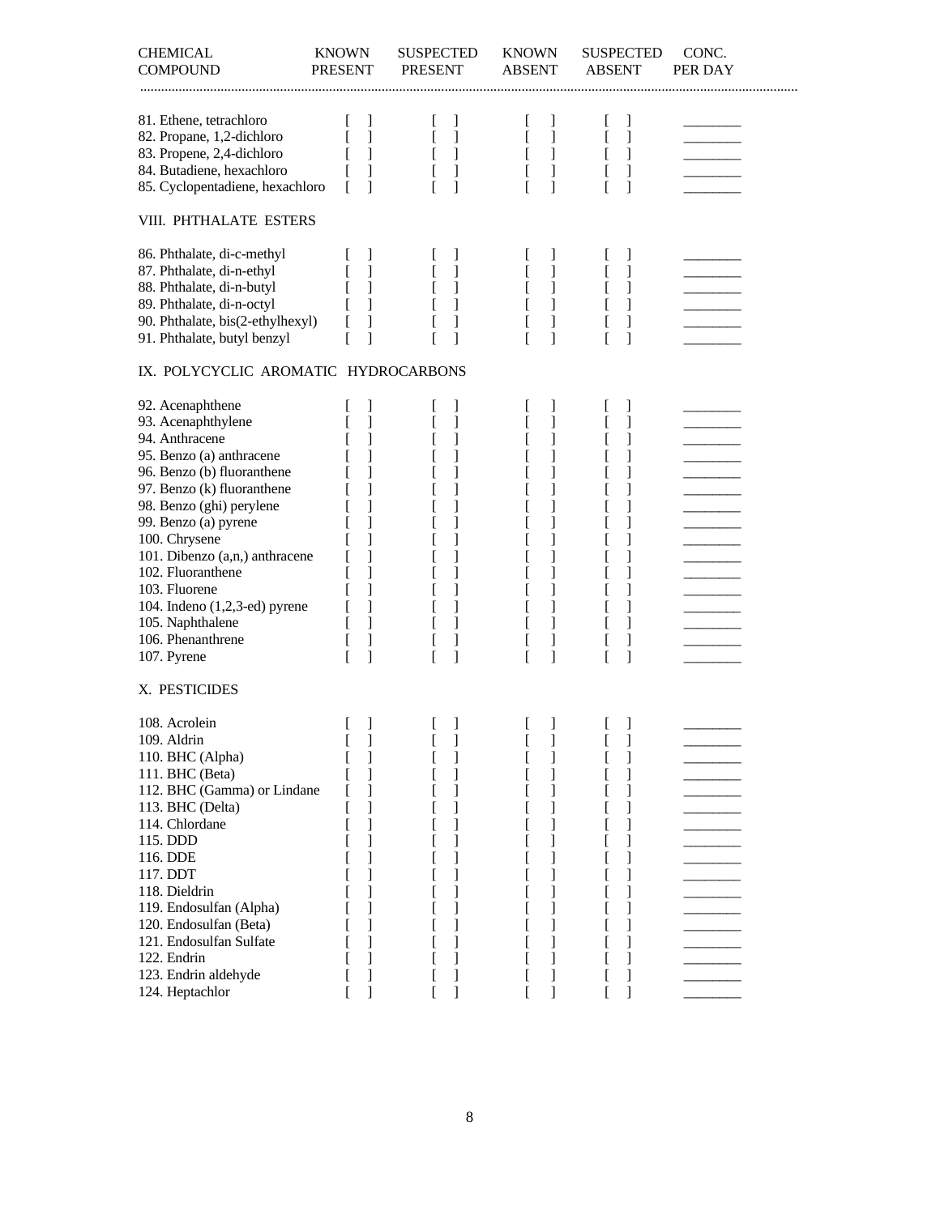| CHEMICAL COMPOUND | KNOWN PRESENT | SUSPECTED PRESENT | KNOWN ABSENT | SUSPECTED ABSENT | CONC. PER DAY |
|---|---|---|---|---|---|
| 81. Ethene, tetrachloro | [ ] | [ ] | [ ] | [ ] | ________ |
| 82. Propane, 1,2-dichloro | [ ] | [ ] | [ ] | [ ] | ________ |
| 83. Propene, 2,4-dichloro | [ ] | [ ] | [ ] | [ ] | ________ |
| 84. Butadiene, hexachloro | [ ] | [ ] | [ ] | [ ] | ________ |
| 85. Cyclopentadiene, hexachloro | [ ] | [ ] | [ ] | [ ] | ________ |
| **VIII. PHTHALATE ESTERS** | | | | | |
| 86. Phthalate, di-c-methyl | [ ] | [ ] | [ ] | [ ] | ________ |
| 87. Phthalate, di-n-ethyl | [ ] | [ ] | [ ] | [ ] | ________ |
| 88. Phthalate, di-n-butyl | [ ] | [ ] | [ ] | [ ] | ________ |
| 89. Phthalate, di-n-octyl | [ ] | [ ] | [ ] | [ ] | ________ |
| 90. Phthalate, bis(2-ethylhexyl) | [ ] | [ ] | [ ] | [ ] | ________ |
| 91. Phthalate, butyl benzyl | [ ] | [ ] | [ ] | [ ] | ________ |
| **IX. POLYCYCLIC AROMATIC HYDROCARBONS** | | | | | |
| 92. Acenaphthene | [ ] | [ ] | [ ] | [ ] | ________ |
| 93. Acenaphthylene | [ ] | [ ] | [ ] | [ ] | ________ |
| 94. Anthracene | [ ] | [ ] | [ ] | [ ] | ________ |
| 95. Benzo (a) anthracene | [ ] | [ ] | [ ] | [ ] | ________ |
| 96. Benzo (b) fluoranthene | [ ] | [ ] | [ ] | [ ] | ________ |
| 97. Benzo (k) fluoranthene | [ ] | [ ] | [ ] | [ ] | ________ |
| 98. Benzo (ghi) perylene | [ ] | [ ] | [ ] | [ ] | ________ |
| 99. Benzo (a) pyrene | [ ] | [ ] | [ ] | [ ] | ________ |
| 100. Chrysene | [ ] | [ ] | [ ] | [ ] | ________ |
| 101. Dibenzo (a,n,) anthracene | [ ] | [ ] | [ ] | [ ] | ________ |
| 102. Fluoranthene | [ ] | [ ] | [ ] | [ ] | ________ |
| 103. Fluorene | [ ] | [ ] | [ ] | [ ] | ________ |
| 104. Indeno (1,2,3-ed) pyrene | [ ] | [ ] | [ ] | [ ] | ________ |
| 105. Naphthalene | [ ] | [ ] | [ ] | [ ] | ________ |
| 106. Phenanthrene | [ ] | [ ] | [ ] | [ ] | ________ |
| 107. Pyrene | [ ] | [ ] | [ ] | [ ] | ________ |
| **X. PESTICIDES** | | | | | |
| 108. Acrolein | [ ] | [ ] | [ ] | [ ] | ________ |
| 109. Aldrin | [ ] | [ ] | [ ] | [ ] | ________ |
| 110. BHC (Alpha) | [ ] | [ ] | [ ] | [ ] | ________ |
| 111. BHC (Beta) | [ ] | [ ] | [ ] | [ ] | ________ |
| 112. BHC (Gamma) or Lindane | [ ] | [ ] | [ ] | [ ] | ________ |
| 113. BHC (Delta) | [ ] | [ ] | [ ] | [ ] | ________ |
| 114. Chlordane | [ ] | [ ] | [ ] | [ ] | ________ |
| 115. DDD | [ ] | [ ] | [ ] | [ ] | ________ |
| 116. DDE | [ ] | [ ] | [ ] | [ ] | ________ |
| 117. DDT | [ ] | [ ] | [ ] | [ ] | ________ |
| 118. Dieldrin | [ ] | [ ] | [ ] | [ ] | ________ |
| 119. Endosulfan (Alpha) | [ ] | [ ] | [ ] | [ ] | ________ |
| 120. Endosulfan (Beta) | [ ] | [ ] | [ ] | [ ] | ________ |
| 121. Endosulfan Sulfate | [ ] | [ ] | [ ] | [ ] | ________ |
| 122. Endrin | [ ] | [ ] | [ ] | [ ] | ________ |
| 123. Endrin aldehyde | [ ] | [ ] | [ ] | [ ] | ________ |
| 124. Heptachlor | [ ] | [ ] | [ ] | [ ] | ________ |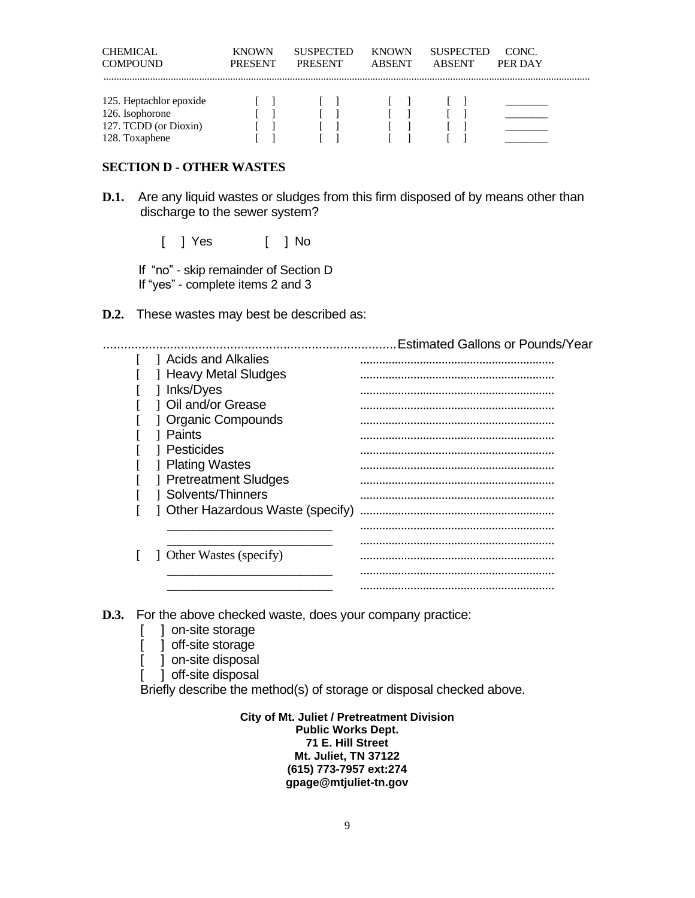| CHEMICAL COMPOUND | KNOWN PRESENT | SUSPECTED PRESENT | KNOWN ABSENT | SUSPECTED ABSENT | CONC. PER DAY |
|---|---|---|---|---|---|
| 125. Heptachlor epoxide | [ ] | [ ] | [ ] | [ ] | ________ |
| 126. Isophorone | [ ] | [ ] | [ ] | [ ] | ________ |
| 127. TCDD (or Dioxin) | [ ] | [ ] | [ ] | [ ] | ________ |
| 128. Toxaphene | [ ] | [ ] | [ ] | [ ] | ________ |

## SECTION D - OTHER WASTES

**D.1.** Are any liquid wastes or sludges from this firm disposed of by means other than discharge to the sewer system?

[ ] Yes [ ] No

If "no" - skip remainder of Section D
If "yes" - complete items 2 and 3

**D.2.** These wastes may best be described as:

| | Estimated Gallons or Pounds/Year |
|---|---|
| [ ] Acids and Alkalies | ............................................................ |
| [ ] Heavy Metal Sludges | ............................................................ |
| [ ] Inks/Dyes | ............................................................ |
| [ ] Oil and/or Grease | ............................................................ |
| [ ] Organic Compounds | ............................................................ |
| [ ] Paints | ............................................................ |
| [ ] Pesticides | ............................................................ |
| [ ] Plating Wastes | ............................................................ |
| [ ] Pretreatment Sludges | ............................................................ |
| [ ] Solvents/Thinners | ............................................................ |
| [ ] Other Hazardous Waste (specify) | ............................................................ |
| ________________________ | ............................................................ |
| ________________________ | ............................................................ |
| [ ] Other Wastes (specify) | ............................................................ |
| ________________________ | ............................................................ |
| ________________________ | ............................................................ |

**D.3.** For the above checked waste, does your company practice:

[ ] on-site storage
[ ] off-site storage
[ ] on-site disposal
[ ] off-site disposal

Briefly describe the method(s) of storage or disposal checked above.

**City of Mt. Juliet / Pretreatment Division**
**Public Works Dept.**
**71 E. Hill Street**
**Mt. Juliet, TN 37122**
**(615) 773-7957 ext:274**
**gpage@mtjuliet-tn.gov**